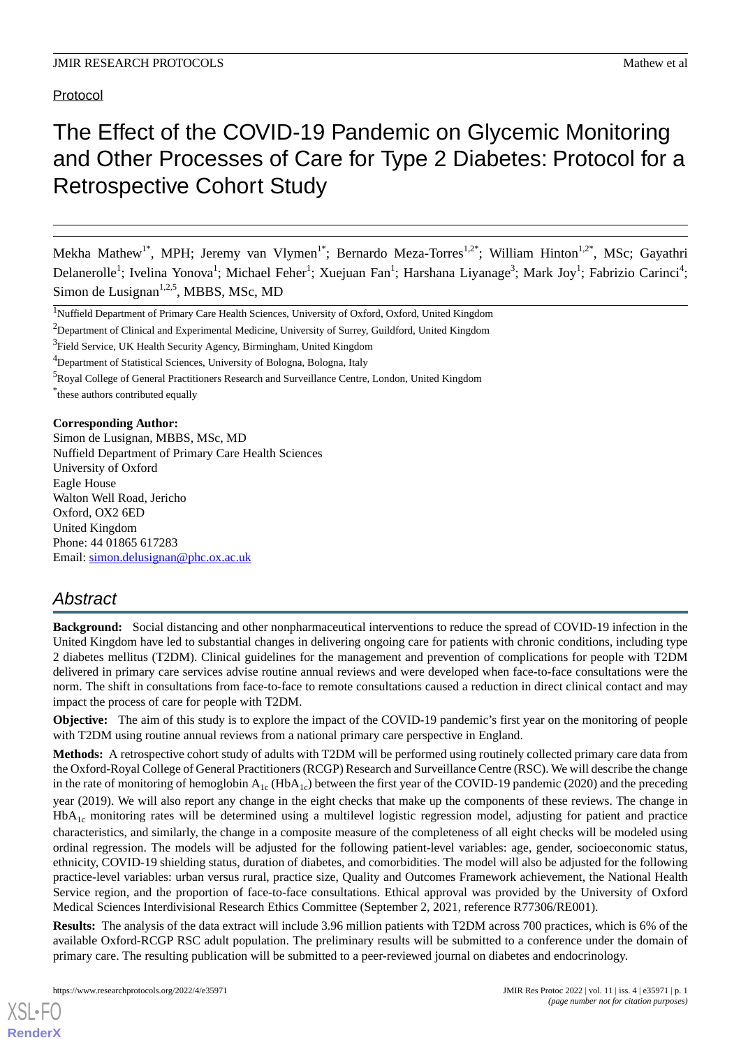Protocol

# The Effect of the COVID-19 Pandemic on Glycemic Monitoring and Other Processes of Care for Type 2 Diabetes: Protocol for a Retrospective Cohort Study

Mekha Mathew[1*], MPH; Jeremy van Vlymen[1*]; Bernardo Meza-Torres[1,2*]; William Hinton[1,2*], MSc; Gayathri Delanerolle[1]; Ivelina Yonova[1]; Michael Feher[1]; Xuejuan Fan[1]; Harshana Liyanage[3]; Mark Joy[1]; Fabrizio Carinci[4]; Simon de Lusignan[1,2,5], MBBS, MSc, MD

[1]Nuffield Department of Primary Care Health Sciences, University of Oxford, Oxford, United Kingdom

[2]Department of Clinical and Experimental Medicine, University of Surrey, Guildford, United Kingdom

[3]Field Service, UK Health Security Agency, Birmingham, United Kingdom

[4]Department of Statistical Sciences, University of Bologna, Bologna, Italy

[5]Royal College of General Practitioners Research and Surveillance Centre, London, United Kingdom

[*]these authors contributed equally

**Corresponding Author:**
Simon de Lusignan, MBBS, MSc, MD
Nuffield Department of Primary Care Health Sciences
University of Oxford
Eagle House
Walton Well Road, Jericho
Oxford, OX2 6ED
United Kingdom
Phone: 44 01865 617283
Email: simon.delusignan@phc.ox.ac.uk

## Abstract

**Background:** Social distancing and other nonpharmaceutical interventions to reduce the spread of COVID-19 infection in the United Kingdom have led to substantial changes in delivering ongoing care for patients with chronic conditions, including type 2 diabetes mellitus (T2DM). Clinical guidelines for the management and prevention of complications for people with T2DM delivered in primary care services advise routine annual reviews and were developed when face-to-face consultations were the norm. The shift in consultations from face-to-face to remote consultations caused a reduction in direct clinical contact and may impact the process of care for people with T2DM.

**Objective:** The aim of this study is to explore the impact of the COVID-19 pandemic's first year on the monitoring of people with T2DM using routine annual reviews from a national primary care perspective in England.

**Methods:** A retrospective cohort study of adults with T2DM will be performed using routinely collected primary care data from the Oxford-Royal College of General Practitioners (RCGP) Research and Surveillance Centre (RSC). We will describe the change in the rate of monitoring of hemoglobin $A_{1c}$ ($HbA_{1c}$) between the first year of the COVID-19 pandemic (2020) and the preceding year (2019). We will also report any change in the eight checks that make up the components of these reviews. The change in $HbA_{1c}$ monitoring rates will be determined using a multilevel logistic regression model, adjusting for patient and practice characteristics, and similarly, the change in a composite measure of the completeness of all eight checks will be modeled using ordinal regression. The models will be adjusted for the following patient-level variables: age, gender, socioeconomic status, ethnicity, COVID-19 shielding status, duration of diabetes, and comorbidities. The model will also be adjusted for the following practice-level variables: urban versus rural, practice size, Quality and Outcomes Framework achievement, the National Health Service region, and the proportion of face-to-face consultations. Ethical approval was provided by the University of Oxford Medical Sciences Interdivisional Research Ethics Committee (September 2, 2021, reference R77306/RE001).

**Results:** The analysis of the data extract will include 3.96 million patients with T2DM across 700 practices, which is 6% of the available Oxford-RCGP RSC adult population. The preliminary results will be submitted to a conference under the domain of primary care. The resulting publication will be submitted to a peer-reviewed journal on diabetes and endocrinology.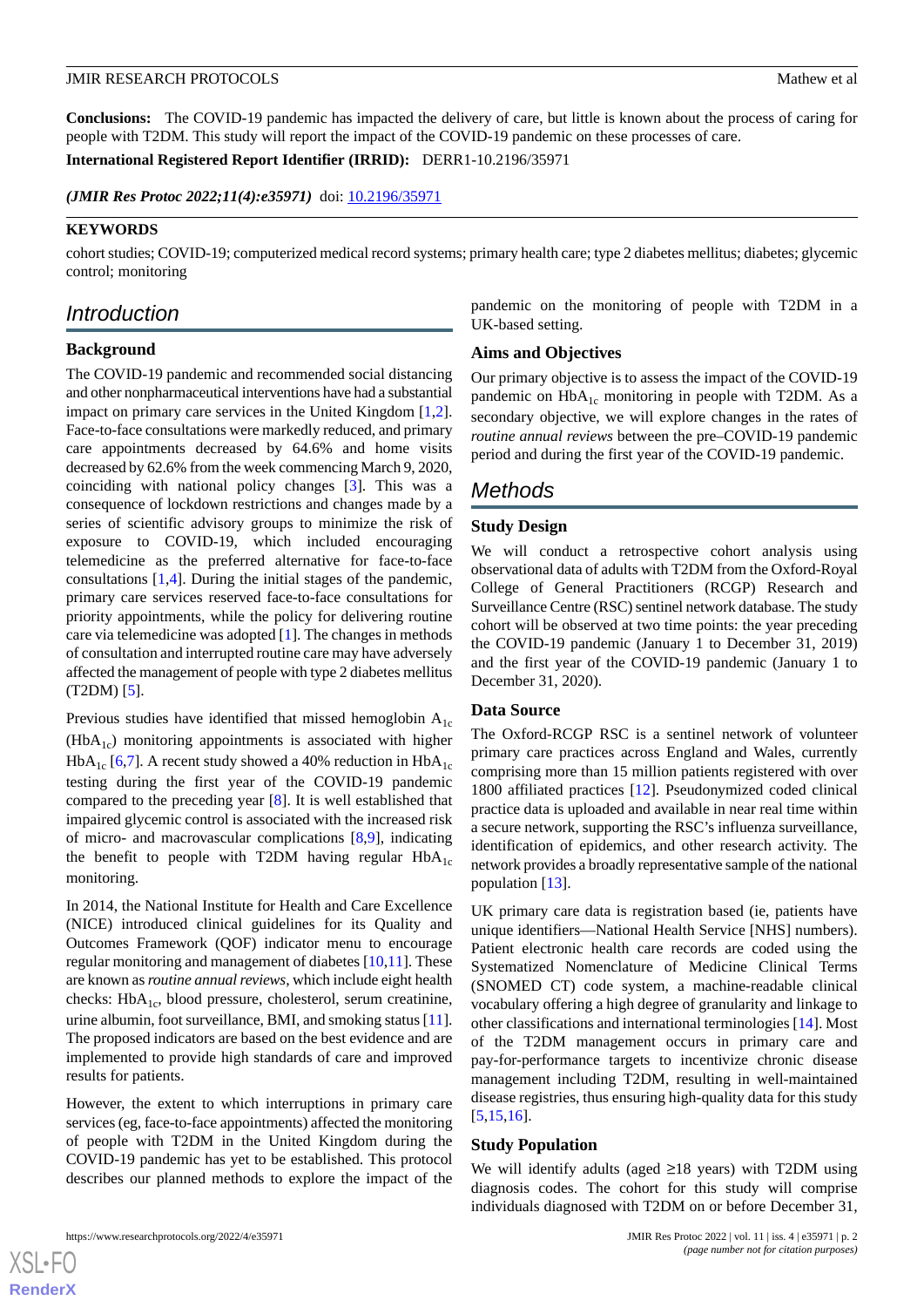**Conclusions:** The COVID-19 pandemic has impacted the delivery of care, but little is known about the process of caring for people with T2DM. This study will report the impact of the COVID-19 pandemic on these processes of care.

**International Registered Report Identifier (IRRID):** DERR1-10.2196/35971

***(JMIR Res Protoc 2022;11(4):e35971)*** doi: 10.2196/35971

**KEYWORDS**

cohort studies; COVID-19; computerized medical record systems; primary health care; type 2 diabetes mellitus; diabetes; glycemic control; monitoring

## Introduction

### Background

The COVID-19 pandemic and recommended social distancing and other nonpharmaceutical interventions have had a substantial impact on primary care services in the United Kingdom [1,2]. Face-to-face consultations were markedly reduced, and primary care appointments decreased by 64.6% and home visits decreased by 62.6% from the week commencing March 9, 2020, coinciding with national policy changes [3]. This was a consequence of lockdown restrictions and changes made by a series of scientific advisory groups to minimize the risk of exposure to COVID-19, which included encouraging telemedicine as the preferred alternative for face-to-face consultations [1,4]. During the initial stages of the pandemic, primary care services reserved face-to-face consultations for priority appointments, while the policy for delivering routine care via telemedicine was adopted [1]. The changes in methods of consultation and interrupted routine care may have adversely affected the management of people with type 2 diabetes mellitus (T2DM) [5].

Previous studies have identified that missed hemoglobin $A_{1c}$ ($HbA_{1c}$) monitoring appointments is associated with higher $HbA_{1c}$ [6,7]. A recent study showed a 40% reduction in $HbA_{1c}$ testing during the first year of the COVID-19 pandemic compared to the preceding year [8]. It is well established that impaired glycemic control is associated with the increased risk of micro- and macrovascular complications [8,9], indicating the benefit to people with T2DM having regular $HbA_{1c}$ monitoring.

In 2014, the National Institute for Health and Care Excellence (NICE) introduced clinical guidelines for its Quality and Outcomes Framework (QOF) indicator menu to encourage regular monitoring and management of diabetes [10,11]. These are known as *routine annual reviews*, which include eight health checks: $HbA_{1c}$, blood pressure, cholesterol, serum creatinine, urine albumin, foot surveillance, BMI, and smoking status [11]. The proposed indicators are based on the best evidence and are implemented to provide high standards of care and improved results for patients.

However, the extent to which interruptions in primary care services (eg, face-to-face appointments) affected the monitoring of people with T2DM in the United Kingdom during the COVID-19 pandemic has yet to be established. This protocol describes our planned methods to explore the impact of the pandemic on the monitoring of people with T2DM in a UK-based setting.

### Aims and Objectives

Our primary objective is to assess the impact of the COVID-19 pandemic on $HbA_{1c}$ monitoring in people with T2DM. As a secondary objective, we will explore changes in the rates of *routine annual reviews* between the pre–COVID-19 pandemic period and during the first year of the COVID-19 pandemic.

## Methods

### Study Design

We will conduct a retrospective cohort analysis using observational data of adults with T2DM from the Oxford-Royal College of General Practitioners (RCGP) Research and Surveillance Centre (RSC) sentinel network database. The study cohort will be observed at two time points: the year preceding the COVID-19 pandemic (January 1 to December 31, 2019) and the first year of the COVID-19 pandemic (January 1 to December 31, 2020).

### Data Source

The Oxford-RCGP RSC is a sentinel network of volunteer primary care practices across England and Wales, currently comprising more than 15 million patients registered with over 1800 affiliated practices [12]. Pseudonymized coded clinical practice data is uploaded and available in near real time within a secure network, supporting the RSC's influenza surveillance, identification of epidemics, and other research activity. The network provides a broadly representative sample of the national population [13].

UK primary care data is registration based (ie, patients have unique identifiers—National Health Service [NHS] numbers). Patient electronic health care records are coded using the Systematized Nomenclature of Medicine Clinical Terms (SNOMED CT) code system, a machine-readable clinical vocabulary offering a high degree of granularity and linkage to other classifications and international terminologies [14]. Most of the T2DM management occurs in primary care and pay-for-performance targets to incentivize chronic disease management including T2DM, resulting in well-maintained disease registries, thus ensuring high-quality data for this study [5,15,16].

### Study Population

We will identify adults (aged ≥18 years) with T2DM using diagnosis codes. The cohort for this study will comprise individuals diagnosed with T2DM on or before December 31,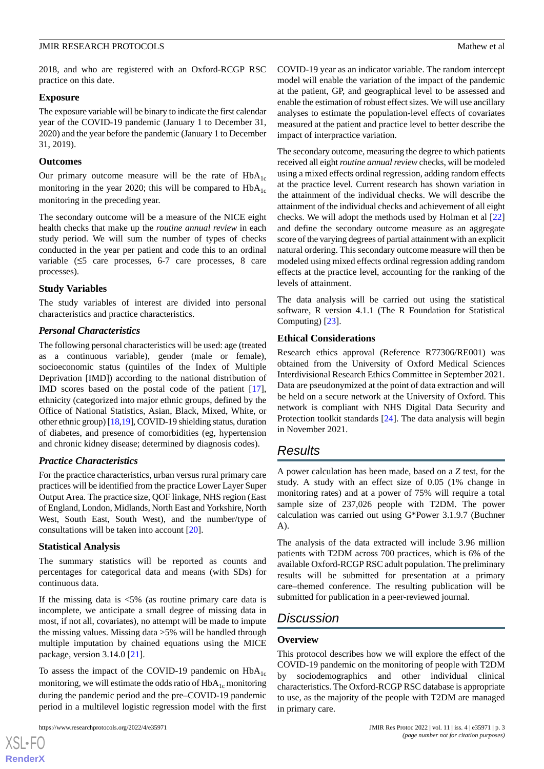2018, and who are registered with an Oxford-RCGP RSC practice on this date.

### Exposure

The exposure variable will be binary to indicate the first calendar year of the COVID-19 pandemic (January 1 to December 31, 2020) and the year before the pandemic (January 1 to December 31, 2019).

### Outcomes

Our primary outcome measure will be the rate of $HbA_{1c}$ monitoring in the year 2020; this will be compared to $HbA_{1c}$ monitoring in the preceding year.

The secondary outcome will be a measure of the NICE eight health checks that make up the *routine annual review* in each study period. We will sum the number of types of checks conducted in the year per patient and code this to an ordinal variable (≤5 care processes, 6-7 care processes, 8 care processes).

### Study Variables

The study variables of interest are divided into personal characteristics and practice characteristics.

#### *Personal Characteristics*

The following personal characteristics will be used: age (treated as a continuous variable), gender (male or female), socioeconomic status (quintiles of the Index of Multiple Deprivation [IMD]) according to the national distribution of IMD scores based on the postal code of the patient [17], ethnicity (categorized into major ethnic groups, defined by the Office of National Statistics, Asian, Black, Mixed, White, or other ethnic group) [18,19], COVID-19 shielding status, duration of diabetes, and presence of comorbidities (eg, hypertension and chronic kidney disease; determined by diagnosis codes).

#### *Practice Characteristics*

For the practice characteristics, urban versus rural primary care practices will be identified from the practice Lower Layer Super Output Area. The practice size, QOF linkage, NHS region (East of England, London, Midlands, North East and Yorkshire, North West, South East, South West), and the number/type of consultations will be taken into account [20].

### Statistical Analysis

The summary statistics will be reported as counts and percentages for categorical data and means (with SDs) for continuous data.

If the missing data is <5% (as routine primary care data is incomplete, we anticipate a small degree of missing data in most, if not all, covariates), no attempt will be made to impute the missing values. Missing data >5% will be handled through multiple imputation by chained equations using the MICE package, version 3.14.0 [21].

To assess the impact of the COVID-19 pandemic on $HbA_{1c}$ monitoring, we will estimate the odds ratio of $HbA_{1c}$ monitoring during the pandemic period and the pre–COVID-19 pandemic period in a multilevel logistic regression model with the first COVID-19 year as an indicator variable. The random intercept model will enable the variation of the impact of the pandemic at the patient, GP, and geographical level to be assessed and enable the estimation of robust effect sizes. We will use ancillary analyses to estimate the population-level effects of covariates measured at the patient and practice level to better describe the impact of interpractice variation.

The secondary outcome, measuring the degree to which patients received all eight *routine annual review* checks, will be modeled using a mixed effects ordinal regression, adding random effects at the practice level. Current research has shown variation in the attainment of the individual checks. We will describe the attainment of the individual checks and achievement of all eight checks. We will adopt the methods used by Holman et al [22] and define the secondary outcome measure as an aggregate score of the varying degrees of partial attainment with an explicit natural ordering. This secondary outcome measure will then be modeled using mixed effects ordinal regression adding random effects at the practice level, accounting for the ranking of the levels of attainment.

The data analysis will be carried out using the statistical software, R version 4.1.1 (The R Foundation for Statistical Computing) [23].

### Ethical Considerations

Research ethics approval (Reference R77306/RE001) was obtained from the University of Oxford Medical Sciences Interdivisional Research Ethics Committee in September 2021. Data are pseudonymized at the point of data extraction and will be held on a secure network at the University of Oxford. This network is compliant with NHS Digital Data Security and Protection toolkit standards [24]. The data analysis will begin in November 2021.

## Results

A power calculation has been made, based on a *Z* test, for the study. A study with an effect size of 0.05 (1% change in monitoring rates) and at a power of 75% will require a total sample size of 237,026 people with T2DM. The power calculation was carried out using G*Power 3.1.9.7 (Buchner A).

The analysis of the data extracted will include 3.96 million patients with T2DM across 700 practices, which is 6% of the available Oxford-RCGP RSC adult population. The preliminary results will be submitted for presentation at a primary care–themed conference. The resulting publication will be submitted for publication in a peer-reviewed journal.

## Discussion

### Overview

This protocol describes how we will explore the effect of the COVID-19 pandemic on the monitoring of people with T2DM by sociodemographics and other individual clinical characteristics. The Oxford-RCGP RSC database is appropriate to use, as the majority of the people with T2DM are managed in primary care.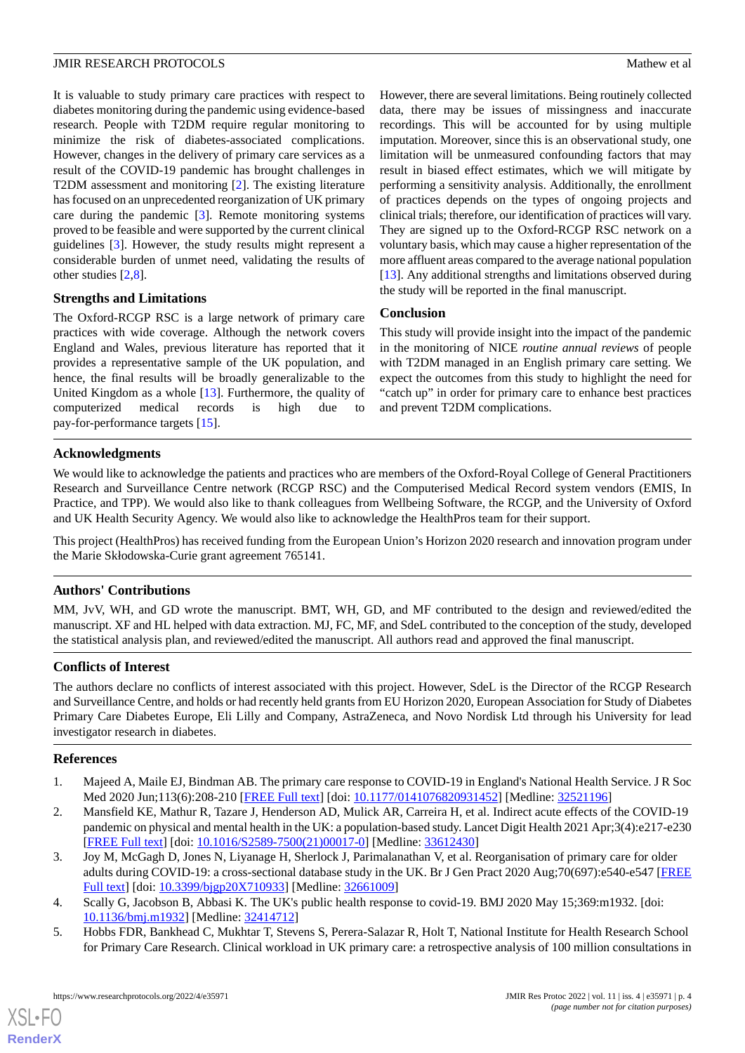It is valuable to study primary care practices with respect to diabetes monitoring during the pandemic using evidence-based research. People with T2DM require regular monitoring to minimize the risk of diabetes-associated complications. However, changes in the delivery of primary care services as a result of the COVID-19 pandemic has brought challenges in T2DM assessment and monitoring [2]. The existing literature has focused on an unprecedented reorganization of UK primary care during the pandemic [3]. Remote monitoring systems proved to be feasible and were supported by the current clinical guidelines [3]. However, the study results might represent a considerable burden of unmet need, validating the results of other studies [2,8].

## Strengths and Limitations

The Oxford-RCGP RSC is a large network of primary care practices with wide coverage. Although the network covers England and Wales, previous literature has reported that it provides a representative sample of the UK population, and hence, the final results will be broadly generalizable to the United Kingdom as a whole [13]. Furthermore, the quality of computerized medical records is high due to pay-for-performance targets [15].

However, there are several limitations. Being routinely collected data, there may be issues of missingness and inaccurate recordings. This will be accounted for by using multiple imputation. Moreover, since this is an observational study, one limitation will be unmeasured confounding factors that may result in biased effect estimates, which we will mitigate by performing a sensitivity analysis. Additionally, the enrollment of practices depends on the types of ongoing projects and clinical trials; therefore, our identification of practices will vary. They are signed up to the Oxford-RCGP RSC network on a voluntary basis, which may cause a higher representation of the more affluent areas compared to the average national population [13]. Any additional strengths and limitations observed during the study will be reported in the final manuscript.

## Conclusion

This study will provide insight into the impact of the pandemic in the monitoring of NICE *routine annual reviews* of people with T2DM managed in an English primary care setting. We expect the outcomes from this study to highlight the need for "catch up" in order for primary care to enhance best practices and prevent T2DM complications.

## Acknowledgments

We would like to acknowledge the patients and practices who are members of the Oxford-Royal College of General Practitioners Research and Surveillance Centre network (RCGP RSC) and the Computerised Medical Record system vendors (EMIS, In Practice, and TPP). We would also like to thank colleagues from Wellbeing Software, the RCGP, and the University of Oxford and UK Health Security Agency. We would also like to acknowledge the HealthPros team for their support.

This project (HealthPros) has received funding from the European Union's Horizon 2020 research and innovation program under the Marie Skłodowska-Curie grant agreement 765141.

## Authors' Contributions

MM, JvV, WH, and GD wrote the manuscript. BMT, WH, GD, and MF contributed to the design and reviewed/edited the manuscript. XF and HL helped with data extraction. MJ, FC, MF, and SdeL contributed to the conception of the study, developed the statistical analysis plan, and reviewed/edited the manuscript. All authors read and approved the final manuscript.

## Conflicts of Interest

The authors declare no conflicts of interest associated with this project. However, SdeL is the Director of the RCGP Research and Surveillance Centre, and holds or had recently held grants from EU Horizon 2020, European Association for Study of Diabetes Primary Care Diabetes Europe, Eli Lilly and Company, AstraZeneca, and Novo Nordisk Ltd through his University for lead investigator research in diabetes.

## References

1. Majeed A, Maile EJ, Bindman AB. The primary care response to COVID-19 in England's National Health Service. J R Soc Med 2020 Jun;113(6):208-210 [FREE Full text] [doi: 10.1177/0141076820931452] [Medline: 32521196]
2. Mansfield KE, Mathur R, Tazare J, Henderson AD, Mulick AR, Carreira H, et al. Indirect acute effects of the COVID-19 pandemic on physical and mental health in the UK: a population-based study. Lancet Digit Health 2021 Apr;3(4):e217-e230 [FREE Full text] [doi: 10.1016/S2589-7500(21)00017-0] [Medline: 33612430]
3. Joy M, McGagh D, Jones N, Liyanage H, Sherlock J, Parimalanathan V, et al. Reorganisation of primary care for older adults during COVID-19: a cross-sectional database study in the UK. Br J Gen Pract 2020 Aug;70(697):e540-e547 [FREE Full text] [doi: 10.3399/bjgp20X710933] [Medline: 32661009]
4. Scally G, Jacobson B, Abbasi K. The UK's public health response to covid-19. BMJ 2020 May 15;369:m1932. [doi: 10.1136/bmj.m1932] [Medline: 32414712]
5. Hobbs FDR, Bankhead C, Mukhtar T, Stevens S, Perera-Salazar R, Holt T, National Institute for Health Research School for Primary Care Research. Clinical workload in UK primary care: a retrospective analysis of 100 million consultations in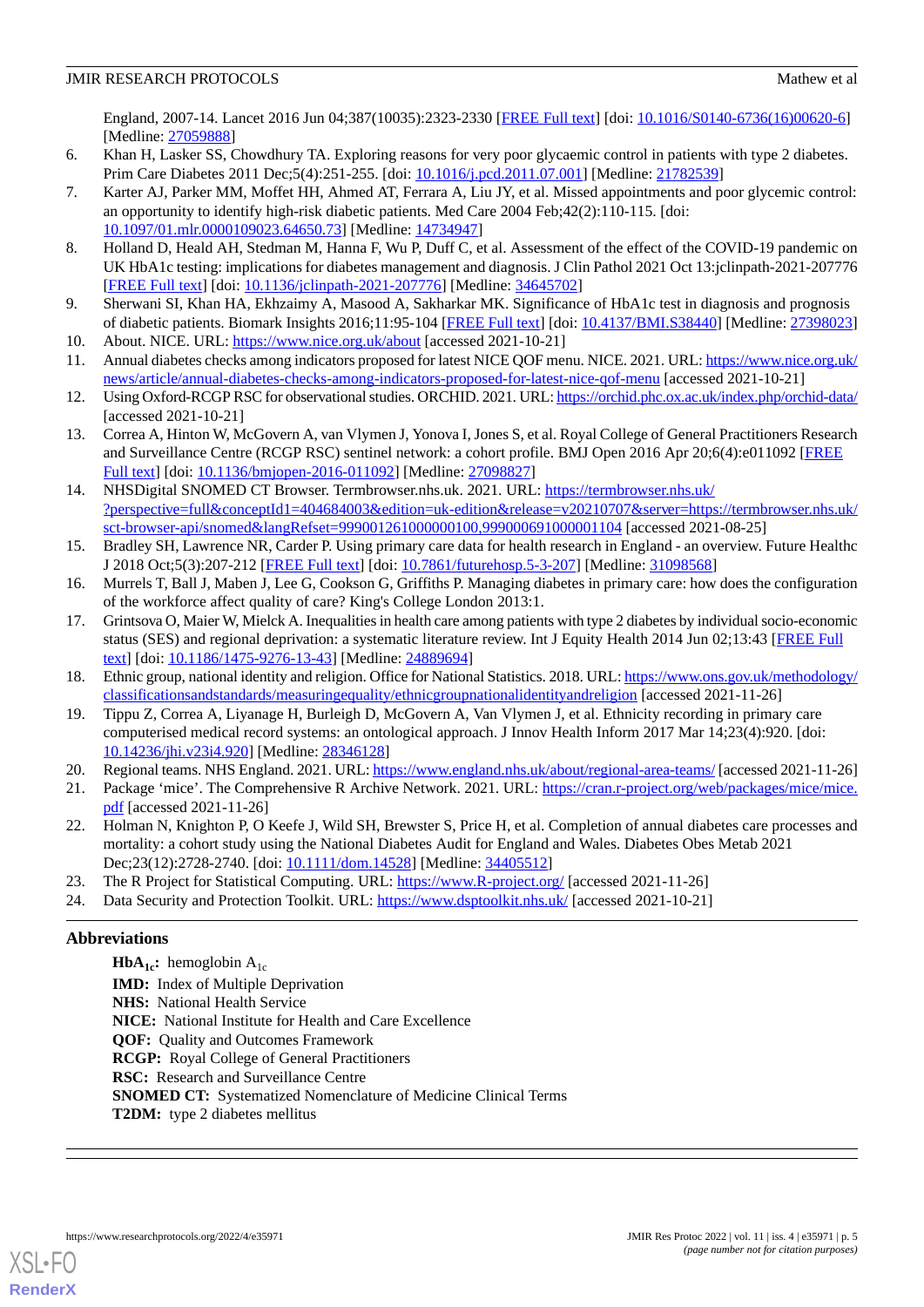England, 2007-14. Lancet 2016 Jun 04;387(10035):2323-2330 [FREE Full text] [doi: 10.1016/S0140-6736(16)00620-6] [Medline: 27059888]

6. Khan H, Lasker SS, Chowdhury TA. Exploring reasons for very poor glycaemic control in patients with type 2 diabetes. Prim Care Diabetes 2011 Dec;5(4):251-255. [doi: 10.1016/j.pcd.2011.07.001] [Medline: 21782539]
7. Karter AJ, Parker MM, Moffet HH, Ahmed AT, Ferrara A, Liu JY, et al. Missed appointments and poor glycemic control: an opportunity to identify high-risk diabetic patients. Med Care 2004 Feb;42(2):110-115. [doi: 10.1097/01.mlr.0000109023.64650.73] [Medline: 14734947]
8. Holland D, Heald AH, Stedman M, Hanna F, Wu P, Duff C, et al. Assessment of the effect of the COVID-19 pandemic on UK HbA1c testing: implications for diabetes management and diagnosis. J Clin Pathol 2021 Oct 13:jclinpath-2021-207776 [FREE Full text] [doi: 10.1136/jclinpath-2021-207776] [Medline: 34645702]
9. Sherwani SI, Khan HA, Ekhzaimy A, Masood A, Sakharkar MK. Significance of HbA1c test in diagnosis and prognosis of diabetic patients. Biomark Insights 2016;11:95-104 [FREE Full text] [doi: 10.4137/BMI.S38440] [Medline: 27398023]
10. About. NICE. URL: https://www.nice.org.uk/about [accessed 2021-10-21]
11. Annual diabetes checks among indicators proposed for latest NICE QOF menu. NICE. 2021. URL: https://www.nice.org.uk/news/article/annual-diabetes-checks-among-indicators-proposed-for-latest-nice-qof-menu [accessed 2021-10-21]
12. Using Oxford-RCGP RSC for observational studies. ORCHID. 2021. URL: https://orchid.phc.ox.ac.uk/index.php/orchid-data/ [accessed 2021-10-21]
13. Correa A, Hinton W, McGovern A, van Vlymen J, Yonova I, Jones S, et al. Royal College of General Practitioners Research and Surveillance Centre (RCGP RSC) sentinel network: a cohort profile. BMJ Open 2016 Apr 20;6(4):e011092 [FREE Full text] [doi: 10.1136/bmjopen-2016-011092] [Medline: 27098827]
14. NHSDigital SNOMED CT Browser. Termbrowser.nhs.uk. 2021. URL: https://termbrowser.nhs.uk/?perspective=full&conceptId1=404684003&edition=uk-edition&release=v20210707&server=https://termbrowser.nhs.uk/sct-browser-api/snomed&langRefset=999001261000000100,999000691000001104 [accessed 2021-08-25]
15. Bradley SH, Lawrence NR, Carder P. Using primary care data for health research in England - an overview. Future Healthc J 2018 Oct;5(3):207-212 [FREE Full text] [doi: 10.7861/futurehosp.5-3-207] [Medline: 31098568]
16. Murrels T, Ball J, Maben J, Lee G, Cookson G, Griffiths P. Managing diabetes in primary care: how does the configuration of the workforce affect quality of care? King's College London 2013:1.
17. Grintsova O, Maier W, Mielck A. Inequalities in health care among patients with type 2 diabetes by individual socio-economic status (SES) and regional deprivation: a systematic literature review. Int J Equity Health 2014 Jun 02;13:43 [FREE Full text] [doi: 10.1186/1475-9276-13-43] [Medline: 24889694]
18. Ethnic group, national identity and religion. Office for National Statistics. 2018. URL: https://www.ons.gov.uk/methodology/classificationsandstandards/measuringequality/ethnicgroupnationalidentityandreligion [accessed 2021-11-26]
19. Tippu Z, Correa A, Liyanage H, Burleigh D, McGovern A, Van Vlymen J, et al. Ethnicity recording in primary care computerised medical record systems: an ontological approach. J Innov Health Inform 2017 Mar 14;23(4):920. [doi: 10.14236/jhi.v23i4.920] [Medline: 28346128]
20. Regional teams. NHS England. 2021. URL: https://www.england.nhs.uk/about/regional-area-teams/ [accessed 2021-11-26]
21. Package 'mice'. The Comprehensive R Archive Network. 2021. URL: https://cran.r-project.org/web/packages/mice/mice.pdf [accessed 2021-11-26]
22. Holman N, Knighton P, O Keefe J, Wild SH, Brewster S, Price H, et al. Completion of annual diabetes care processes and mortality: a cohort study using the National Diabetes Audit for England and Wales. Diabetes Obes Metab 2021 Dec;23(12):2728-2740. [doi: 10.1111/dom.14528] [Medline: 34405512]
23. The R Project for Statistical Computing. URL: https://www.R-project.org/ [accessed 2021-11-26]
24. Data Security and Protection Toolkit. URL: https://www.dsptoolkit.nhs.uk/ [accessed 2021-10-21]

## Abbreviations

**$HbA_{1c}$:** hemoglobin $A_{1c}$
**IMD:** Index of Multiple Deprivation
**NHS:** National Health Service
**NICE:** National Institute for Health and Care Excellence
**QOF:** Quality and Outcomes Framework
**RCGP:** Royal College of General Practitioners
**RSC:** Research and Surveillance Centre
**SNOMED CT:** Systematized Nomenclature of Medicine Clinical Terms
**T2DM:** type 2 diabetes mellitus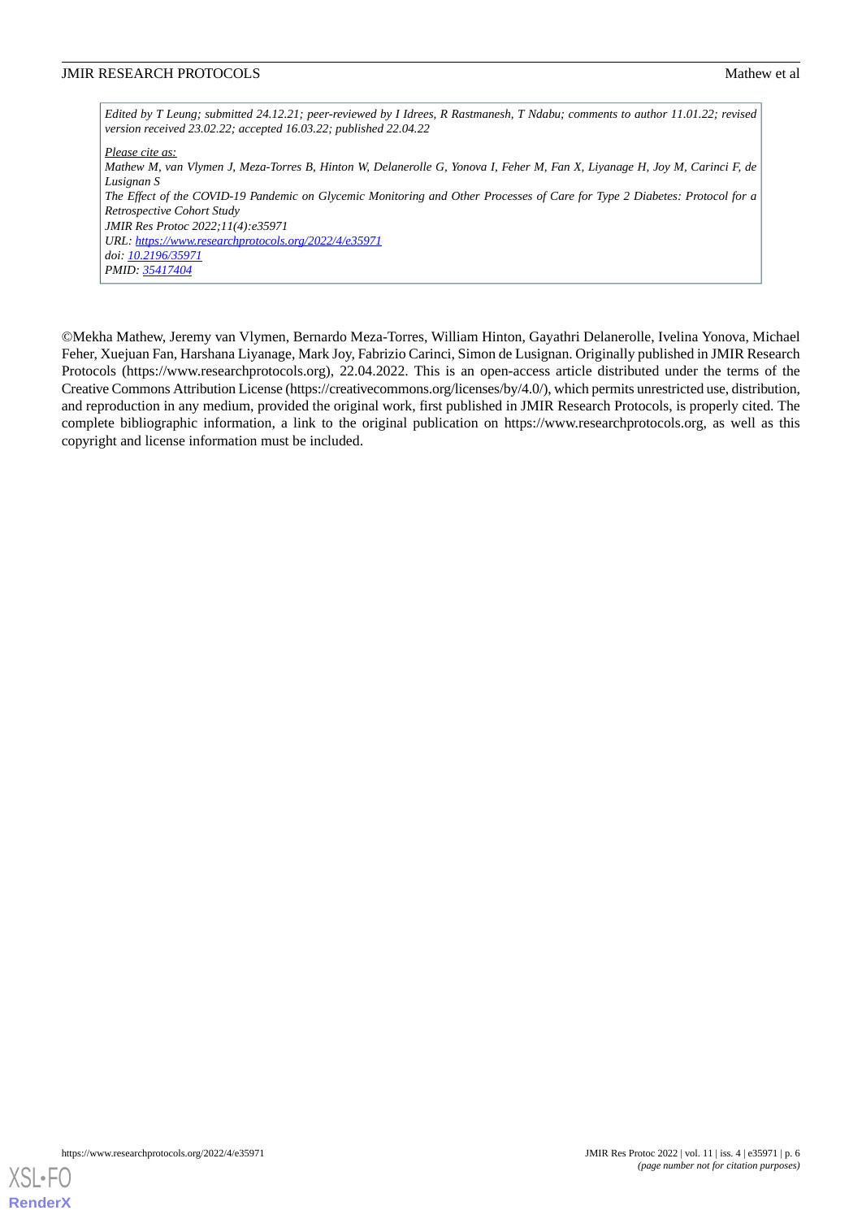*Edited by T Leung; submitted 24.12.21; peer-reviewed by I Idrees, R Rastmanesh, T Ndabu; comments to author 11.01.22; revised version received 23.02.22; accepted 16.03.22; published 22.04.22*

*Please cite as:*
*Mathew M, van Vlymen J, Meza-Torres B, Hinton W, Delanerolle G, Yonova I, Feher M, Fan X, Liyanage H, Joy M, Carinci F, de Lusignan S*
*The Effect of the COVID-19 Pandemic on Glycemic Monitoring and Other Processes of Care for Type 2 Diabetes: Protocol for a Retrospective Cohort Study*
*JMIR Res Protoc 2022;11(4):e35971*
*URL: https://www.researchprotocols.org/2022/4/e35971*
*doi: 10.2196/35971*
*PMID: 35417404*

©Mekha Mathew, Jeremy van Vlymen, Bernardo Meza-Torres, William Hinton, Gayathri Delanerolle, Ivelina Yonova, Michael Feher, Xuejuan Fan, Harshana Liyanage, Mark Joy, Fabrizio Carinci, Simon de Lusignan. Originally published in JMIR Research Protocols (https://www.researchprotocols.org), 22.04.2022. This is an open-access article distributed under the terms of the Creative Commons Attribution License (https://creativecommons.org/licenses/by/4.0/), which permits unrestricted use, distribution, and reproduction in any medium, provided the original work, first published in JMIR Research Protocols, is properly cited. The complete bibliographic information, a link to the original publication on https://www.researchprotocols.org, as well as this copyright and license information must be included.